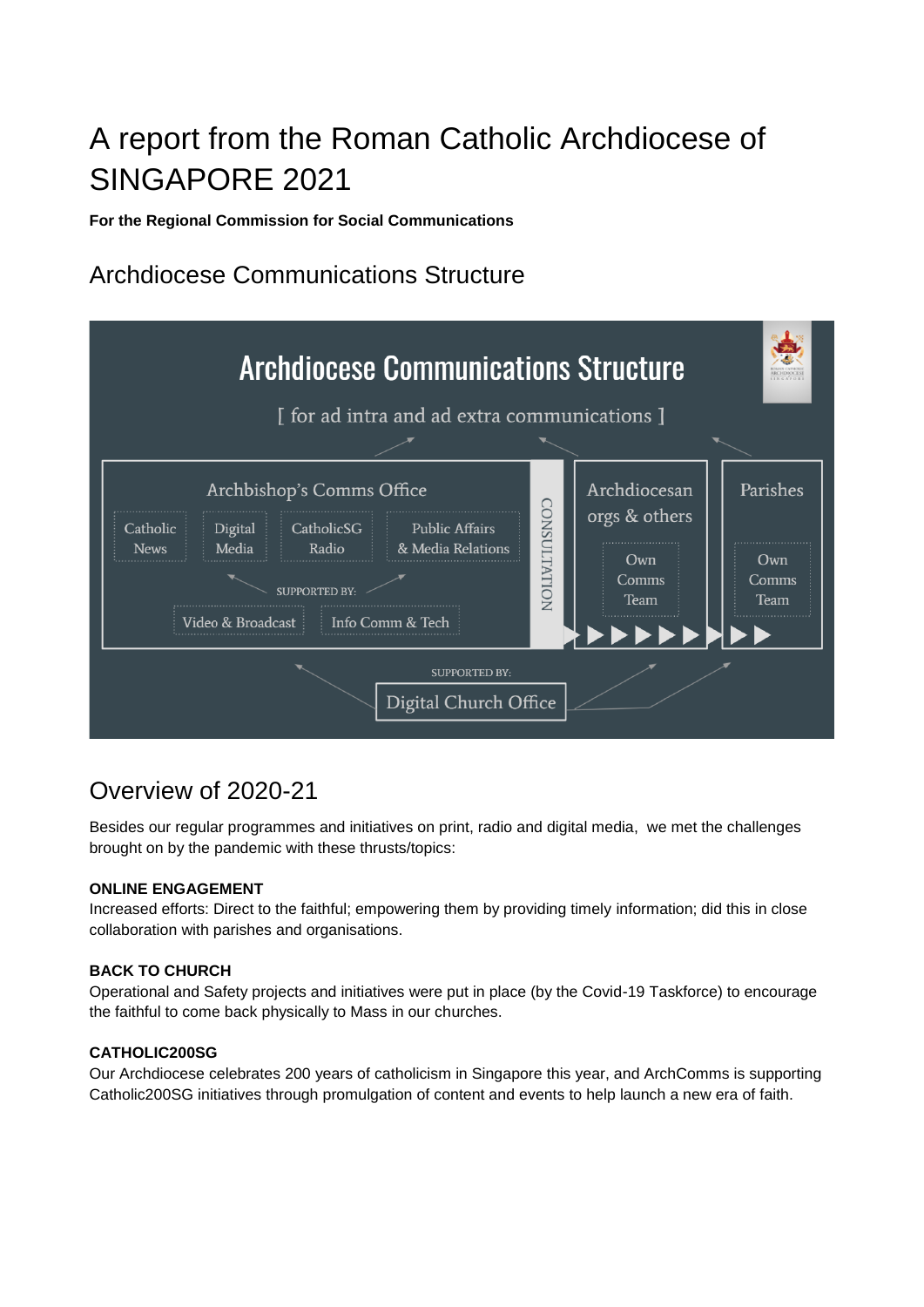# A report from the Roman Catholic Archdiocese of SINGAPORE 2021

**For the Regional Commission for Social Communications**

## Archdiocese Communications Structure

Archdiocese Communications Structure

[ for ad intra and ad extra communications ]

Archbishop's Comms Office: Catholic News, Digital Media, CatholicSG Radio, Public Affairs & Media Relations

SUPPORTED BY: Video & Broadcast, Info Comm & Tech

CONSULTATION

Archdiocesan orgs & others: Own Comms Team

Parishes: Own Comms Team

SUPPORTED BY: Digital Church Office

## Overview of 2020-21

Besides our regular programmes and initiatives on print, radio and digital media, we met the challenges brought on by the pandemic with these thrusts/topics:

**ONLINE ENGAGEMENT**

Increased efforts: Direct to the faithful; empowering them by providing timely information; did this in close collaboration with parishes and organisations.

**BACK TO CHURCH**

Operational and Safety projects and initiatives were put in place (by the Covid-19 Taskforce) to encourage the faithful to come back physically to Mass in our churches.

**CATHOLIC200SG**

Our Archdiocese celebrates 200 years of catholicism in Singapore this year, and ArchComms is supporting Catholic200SG initiatives through promulgation of content and events to help launch a new era of faith.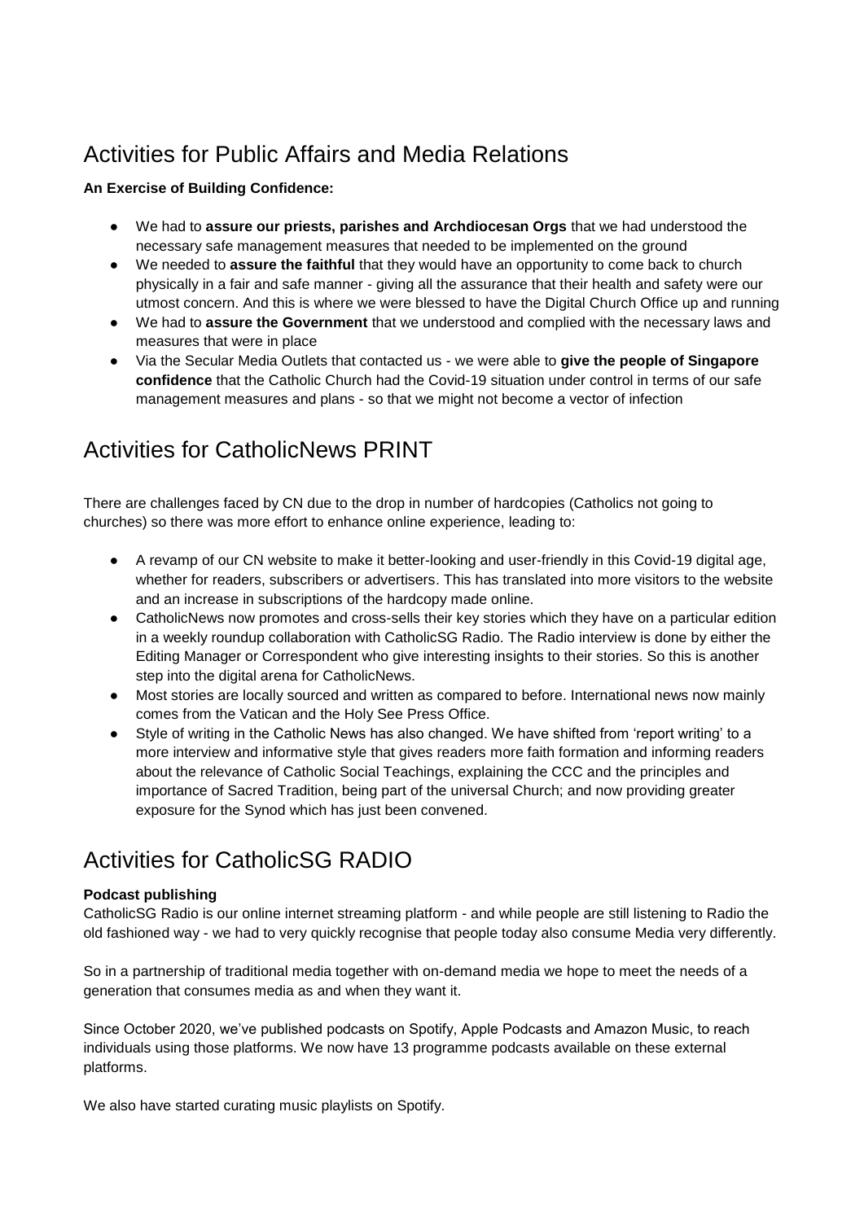## Activities for Public Affairs and Media Relations

**An Exercise of Building Confidence:**

- We had to **assure our priests, parishes and Archdiocesan Orgs** that we had understood the necessary safe management measures that needed to be implemented on the ground
- We needed to **assure the faithful** that they would have an opportunity to come back to church physically in a fair and safe manner - giving all the assurance that their health and safety were our utmost concern. And this is where we were blessed to have the Digital Church Office up and running
- We had to **assure the Government** that we understood and complied with the necessary laws and measures that were in place
- Via the Secular Media Outlets that contacted us - we were able to **give the people of Singapore confidence** that the Catholic Church had the Covid-19 situation under control in terms of our safe management measures and plans - so that we might not become a vector of infection

## Activities for CatholicNews PRINT

There are challenges faced by CN due to the drop in number of hardcopies (Catholics not going to churches) so there was more effort to enhance online experience, leading to:

- A revamp of our CN website to make it better-looking and user-friendly in this Covid-19 digital age, whether for readers, subscribers or advertisers. This has translated into more visitors to the website and an increase in subscriptions of the hardcopy made online.
- CatholicNews now promotes and cross-sells their key stories which they have on a particular edition in a weekly roundup collaboration with CatholicSG Radio. The Radio interview is done by either the Editing Manager or Correspondent who give interesting insights to their stories. So this is another step into the digital arena for CatholicNews.
- Most stories are locally sourced and written as compared to before. International news now mainly comes from the Vatican and the Holy See Press Office.
- Style of writing in the Catholic News has also changed. We have shifted from 'report writing' to a more interview and informative style that gives readers more faith formation and informing readers about the relevance of Catholic Social Teachings, explaining the CCC and the principles and importance of Sacred Tradition, being part of the universal Church; and now providing greater exposure for the Synod which has just been convened.

## Activities for CatholicSG RADIO

**Podcast publishing**

CatholicSG Radio is our online internet streaming platform - and while people are still listening to Radio the old fashioned way - we had to very quickly recognise that people today also consume Media very differently.

So in a partnership of traditional media together with on-demand media we hope to meet the needs of a generation that consumes media as and when they want it.

Since October 2020, we've published podcasts on Spotify, Apple Podcasts and Amazon Music, to reach individuals using those platforms. We now have 13 programme podcasts available on these external platforms.

We also have started curating music playlists on Spotify.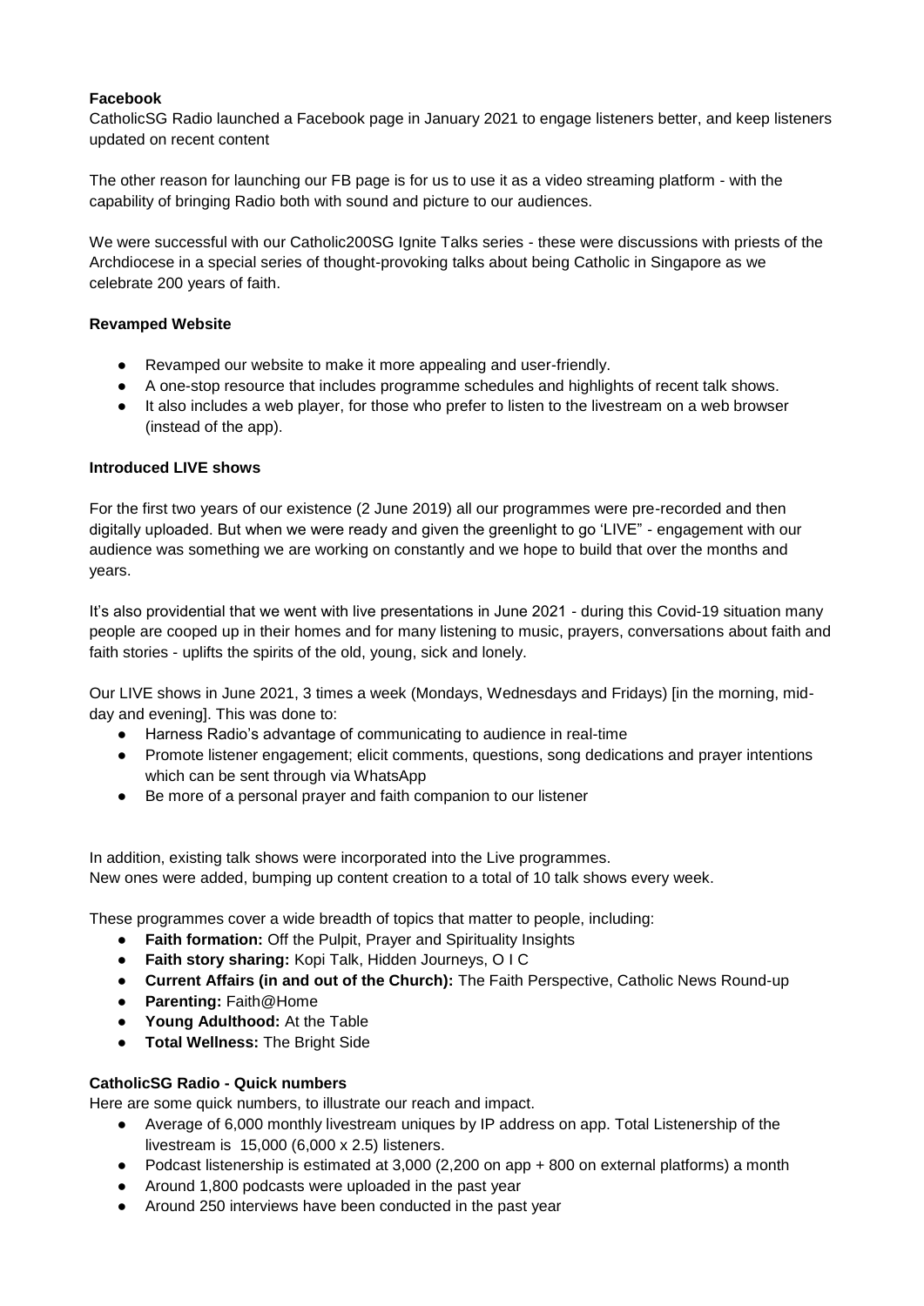**Facebook**

CatholicSG Radio launched a Facebook page in January 2021 to engage listeners better, and keep listeners updated on recent content

The other reason for launching our FB page is for us to use it as a video streaming platform - with the capability of bringing Radio both with sound and picture to our audiences.

We were successful with our Catholic200SG Ignite Talks series - these were discussions with priests of the Archdiocese in a special series of thought-provoking talks about being Catholic in Singapore as we celebrate 200 years of faith.

**Revamped Website**

- Revamped our website to make it more appealing and user-friendly.
- A one-stop resource that includes programme schedules and highlights of recent talk shows.
- It also includes a web player, for those who prefer to listen to the livestream on a web browser (instead of the app).

**Introduced LIVE shows**

For the first two years of our existence (2 June 2019) all our programmes were pre-recorded and then digitally uploaded. But when we were ready and given the greenlight to go 'LIVE" - engagement with our audience was something we are working on constantly and we hope to build that over the months and years.

It's also providential that we went with live presentations in June 2021 - during this Covid-19 situation many people are cooped up in their homes and for many listening to music, prayers, conversations about faith and faith stories - uplifts the spirits of the old, young, sick and lonely.

Our LIVE shows in June 2021, 3 times a week (Mondays, Wednesdays and Fridays) [in the morning, mid-day and evening]. This was done to:

- Harness Radio's advantage of communicating to audience in real-time
- Promote listener engagement; elicit comments, questions, song dedications and prayer intentions which can be sent through via WhatsApp
- Be more of a personal prayer and faith companion to our listener

In addition, existing talk shows were incorporated into the Live programmes.
New ones were added, bumping up content creation to a total of 10 talk shows every week.

These programmes cover a wide breadth of topics that matter to people, including:

- **Faith formation:** Off the Pulpit, Prayer and Spirituality Insights
- **Faith story sharing:** Kopi Talk, Hidden Journeys, O I C
- **Current Affairs (in and out of the Church):** The Faith Perspective, Catholic News Round-up
- **Parenting:** Faith@Home
- **Young Adulthood:** At the Table
- **Total Wellness:** The Bright Side

**CatholicSG Radio - Quick numbers**

Here are some quick numbers, to illustrate our reach and impact.

- Average of 6,000 monthly livestream uniques by IP address on app. Total Listenership of the livestream is 15,000 (6,000 x 2.5) listeners.
- Podcast listenership is estimated at 3,000 (2,200 on app + 800 on external platforms) a month
- Around 1,800 podcasts were uploaded in the past year
- Around 250 interviews have been conducted in the past year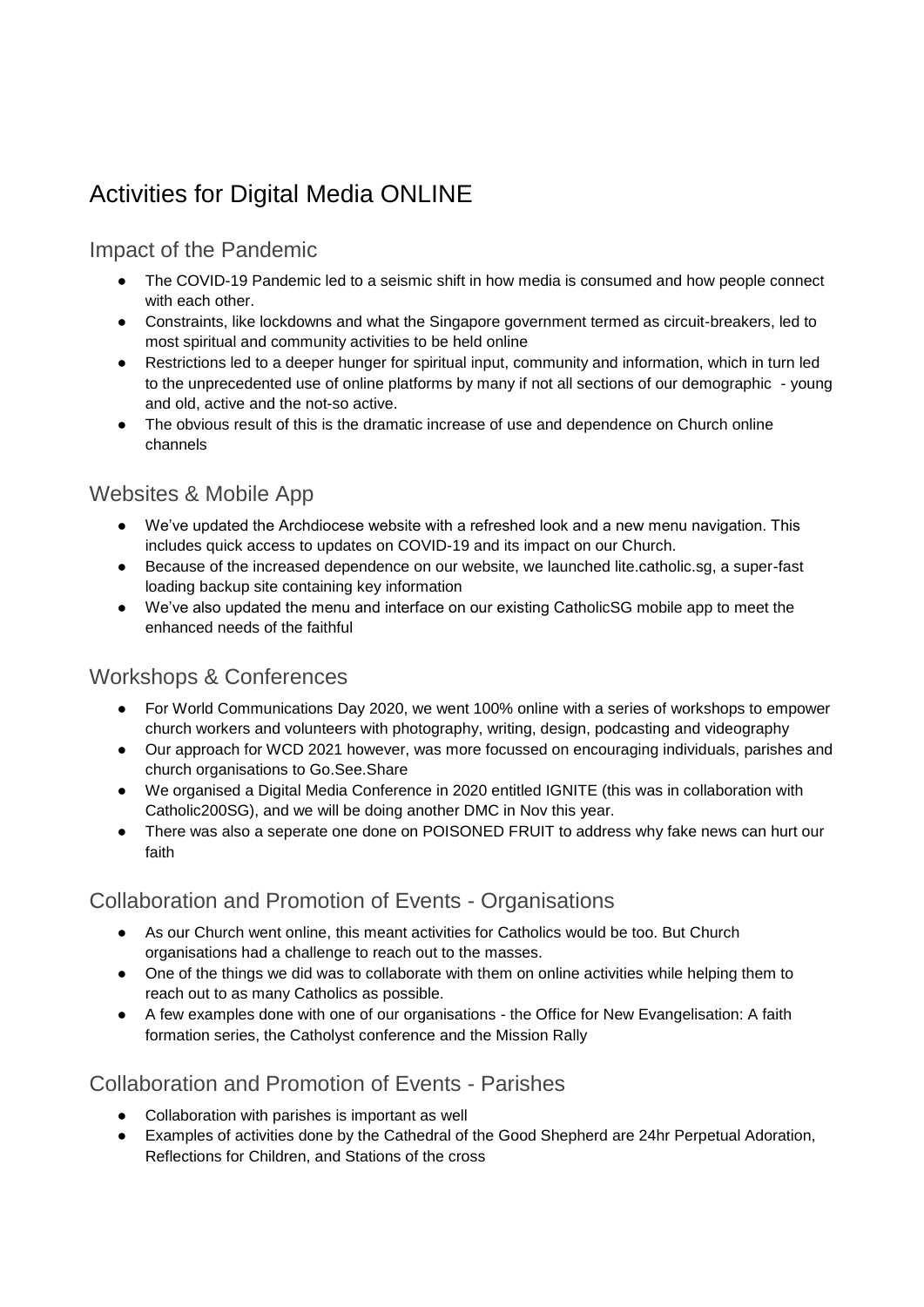# Activities for Digital Media ONLINE

## Impact of the Pandemic

- The COVID-19 Pandemic led to a seismic shift in how media is consumed and how people connect with each other.
- Constraints, like lockdowns and what the Singapore government termed as circuit-breakers, led to most spiritual and community activities to be held online
- Restrictions led to a deeper hunger for spiritual input, community and information, which in turn led to the unprecedented use of online platforms by many if not all sections of our demographic - young and old, active and the not-so active.
- The obvious result of this is the dramatic increase of use and dependence on Church online channels

## Websites & Mobile App

- We've updated the Archdiocese website with a refreshed look and a new menu navigation. This includes quick access to updates on COVID-19 and its impact on our Church.
- Because of the increased dependence on our website, we launched lite.catholic.sg, a super-fast loading backup site containing key information
- We've also updated the menu and interface on our existing CatholicSG mobile app to meet the enhanced needs of the faithful

## Workshops & Conferences

- For World Communications Day 2020, we went 100% online with a series of workshops to empower church workers and volunteers with photography, writing, design, podcasting and videography
- Our approach for WCD 2021 however, was more focussed on encouraging individuals, parishes and church organisations to Go.See.Share
- We organised a Digital Media Conference in 2020 entitled IGNITE (this was in collaboration with Catholic200SG), and we will be doing another DMC in Nov this year.
- There was also a seperate one done on POISONED FRUIT to address why fake news can hurt our faith

## Collaboration and Promotion of Events - Organisations

- As our Church went online, this meant activities for Catholics would be too. But Church organisations had a challenge to reach out to the masses.
- One of the things we did was to collaborate with them on online activities while helping them to reach out to as many Catholics as possible.
- A few examples done with one of our organisations - the Office for New Evangelisation: A faith formation series, the Catholyst conference and the Mission Rally

## Collaboration and Promotion of Events - Parishes

- Collaboration with parishes is important as well
- Examples of activities done by the Cathedral of the Good Shepherd are 24hr Perpetual Adoration, Reflections for Children, and Stations of the cross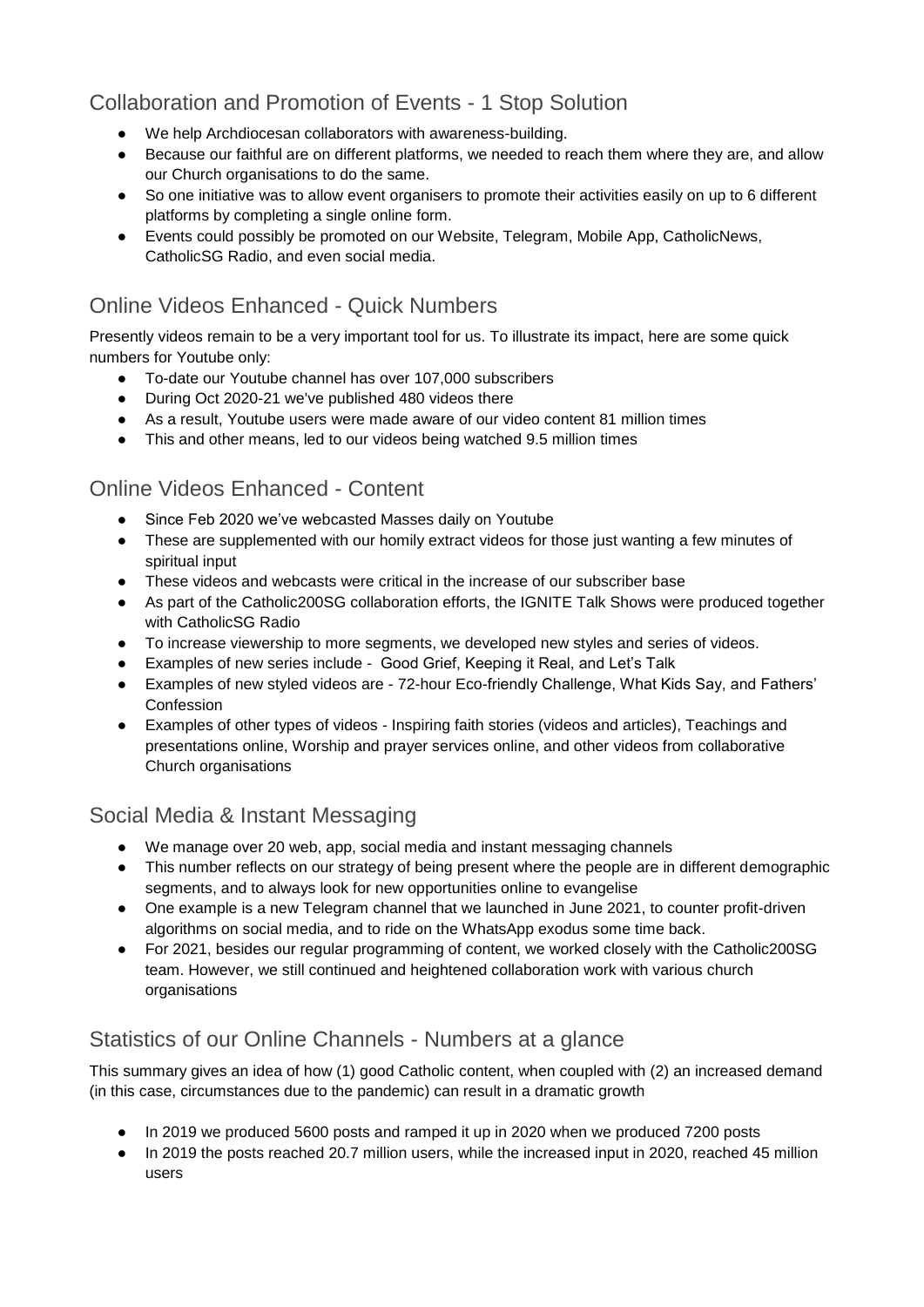## Collaboration and Promotion of Events - 1 Stop Solution

- We help Archdiocesan collaborators with awareness-building.
- Because our faithful are on different platforms, we needed to reach them where they are, and allow our Church organisations to do the same.
- So one initiative was to allow event organisers to promote their activities easily on up to 6 different platforms by completing a single online form.
- Events could possibly be promoted on our Website, Telegram, Mobile App, CatholicNews, CatholicSG Radio, and even social media.

## Online Videos Enhanced - Quick Numbers

Presently videos remain to be a very important tool for us. To illustrate its impact, here are some quick numbers for Youtube only:

- To-date our Youtube channel has over 107,000 subscribers
- During Oct 2020-21 we've published 480 videos there
- As a result, Youtube users were made aware of our video content 81 million times
- This and other means, led to our videos being watched 9.5 million times

## Online Videos Enhanced - Content

- Since Feb 2020 we've webcasted Masses daily on Youtube
- These are supplemented with our homily extract videos for those just wanting a few minutes of spiritual input
- These videos and webcasts were critical in the increase of our subscriber base
- As part of the Catholic200SG collaboration efforts, the IGNITE Talk Shows were produced together with CatholicSG Radio
- To increase viewership to more segments, we developed new styles and series of videos.
- Examples of new series include - Good Grief, Keeping it Real, and Let's Talk
- Examples of new styled videos are - 72-hour Eco-friendly Challenge, What Kids Say, and Fathers' Confession
- Examples of other types of videos - Inspiring faith stories (videos and articles), Teachings and presentations online, Worship and prayer services online, and other videos from collaborative Church organisations

## Social Media & Instant Messaging

- We manage over 20 web, app, social media and instant messaging channels
- This number reflects on our strategy of being present where the people are in different demographic segments, and to always look for new opportunities online to evangelise
- One example is a new Telegram channel that we launched in June 2021, to counter profit-driven algorithms on social media, and to ride on the WhatsApp exodus some time back.
- For 2021, besides our regular programming of content, we worked closely with the Catholic200SG team. However, we still continued and heightened collaboration work with various church organisations

## Statistics of our Online Channels - Numbers at a glance

This summary gives an idea of how (1) good Catholic content, when coupled with (2) an increased demand (in this case, circumstances due to the pandemic) can result in a dramatic growth

- In 2019 we produced 5600 posts and ramped it up in 2020 when we produced 7200 posts
- In 2019 the posts reached 20.7 million users, while the increased input in 2020, reached 45 million users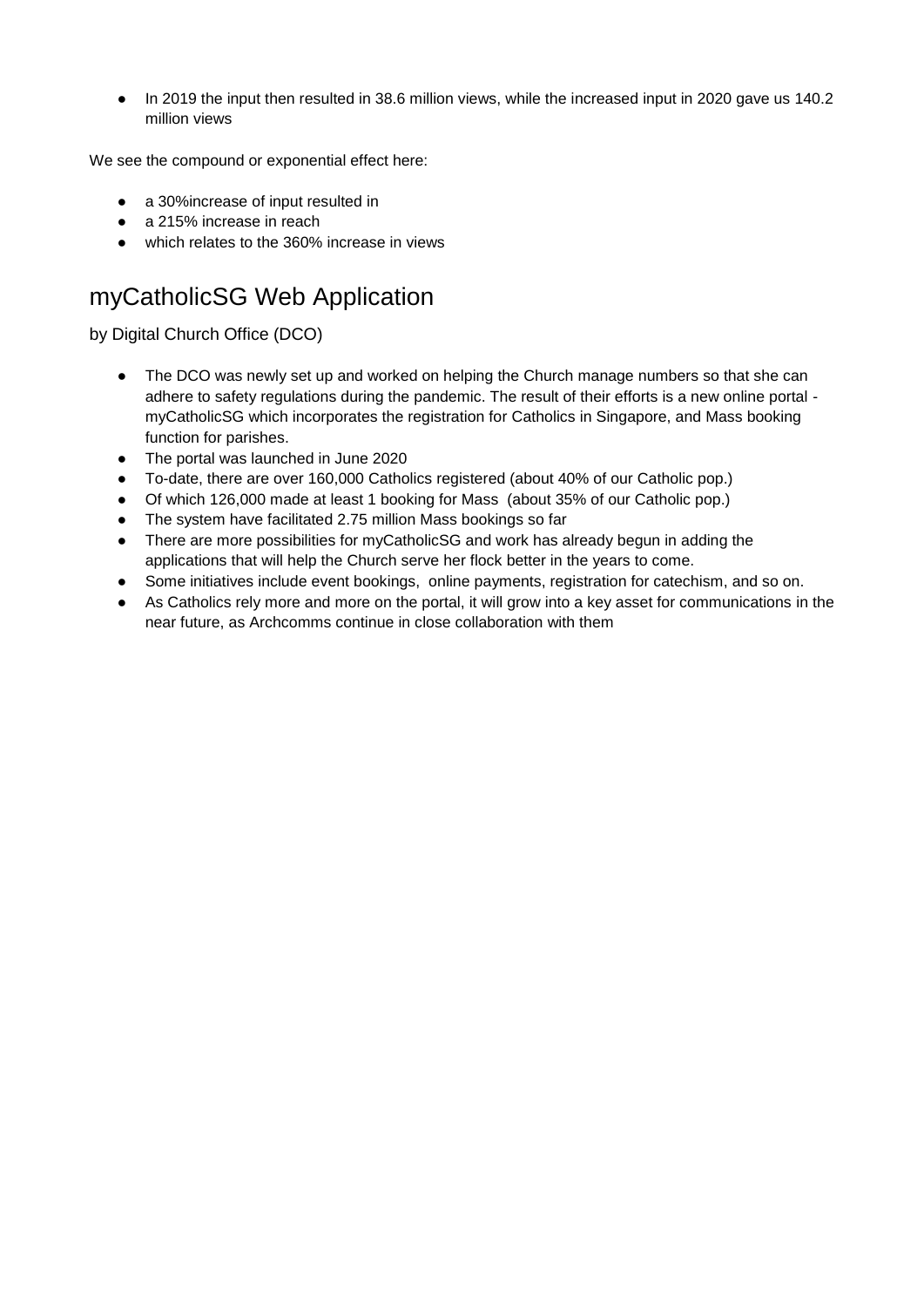- In 2019 the input then resulted in 38.6 million views, while the increased input in 2020 gave us 140.2 million views

We see the compound or exponential effect here:

- a 30%increase of input resulted in
- a 215% increase in reach
- which relates to the 360% increase in views

## myCatholicSG Web Application

by Digital Church Office (DCO)

- The DCO was newly set up and worked on helping the Church manage numbers so that she can adhere to safety regulations during the pandemic. The result of their efforts is a new online portal - myCatholicSG which incorporates the registration for Catholics in Singapore, and Mass booking function for parishes.
- The portal was launched in June 2020
- To-date, there are over 160,000 Catholics registered (about 40% of our Catholic pop.)
- Of which 126,000 made at least 1 booking for Mass (about 35% of our Catholic pop.)
- The system have facilitated 2.75 million Mass bookings so far
- There are more possibilities for myCatholicSG and work has already begun in adding the applications that will help the Church serve her flock better in the years to come.
- Some initiatives include event bookings, online payments, registration for catechism, and so on.
- As Catholics rely more and more on the portal, it will grow into a key asset for communications in the near future, as Archcomms continue in close collaboration with them